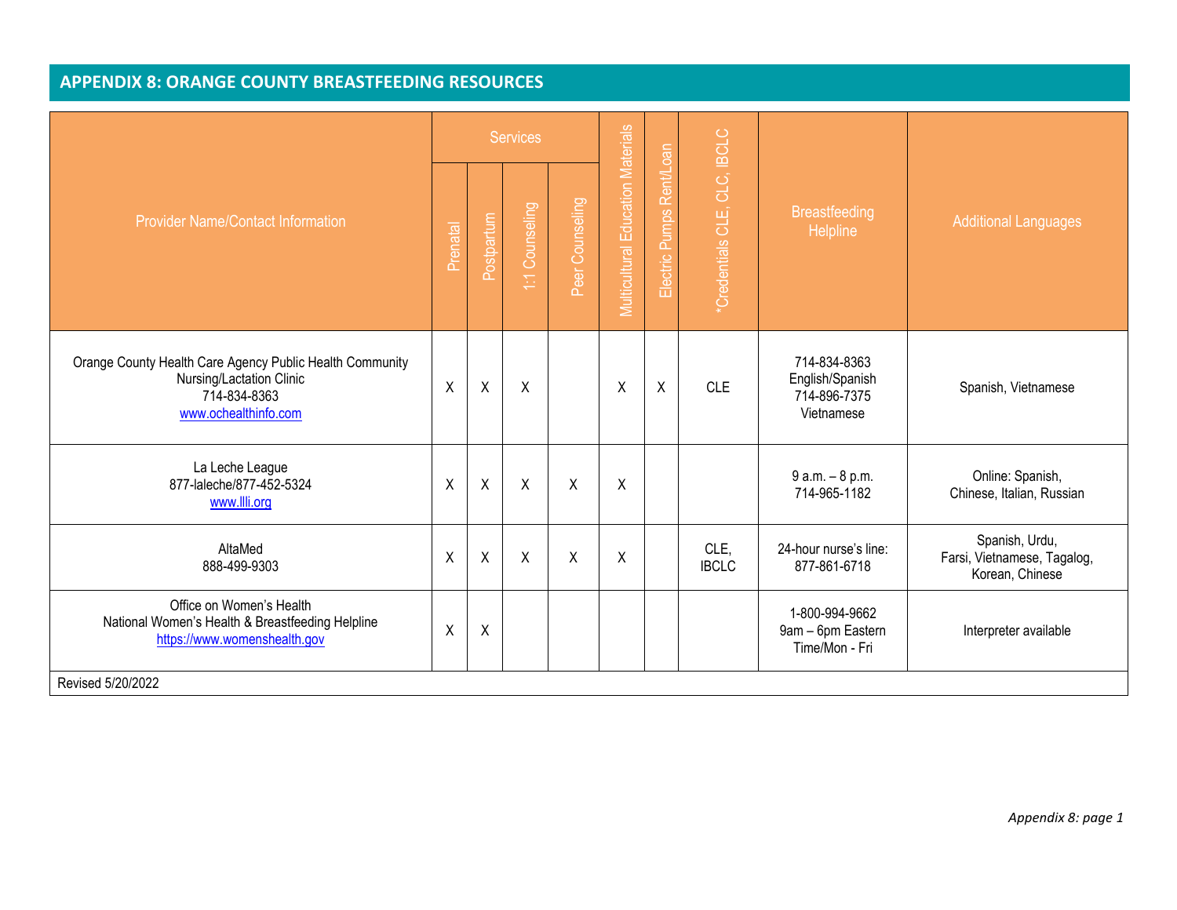## APPENDIX 8: ORANGE COUNTY BREASTFEEDING RESOURCES

| Provider Name/Contact Information | Services | | | | Multicultural Education Materials | Electric Pumps Rent/Loan | *Credentials CLE, CLC, IBCLC | Breastfeeding Helpline | Additional Languages |
|---|---|---|---|---|---|---|---|---|---|
| | Prenatal | Postpartum | 1:1 Counseling | Peer Counseling | | | | | |
| Orange County Health Care Agency Public Health Community Nursing/Lactation Clinic<br>714-834-8363<br>www.ochealthinfo.com | X | X | X | | X | X | CLE | 714-834-8363 English/Spanish<br>714-896-7375 Vietnamese | Spanish, Vietnamese |
| La Leche League<br>877-laleche/877-452-5324<br>www.llli.org | X | X | X | X | X | | | 9 a.m. – 8 p.m.<br>714-965-1182 | Online: Spanish, Chinese, Italian, Russian |
| AltaMed<br>888-499-9303 | X | X | X | X | X | | CLE, IBCLC | 24-hour nurse's line:<br>877-861-6718 | Spanish, Urdu, Farsi, Vietnamese, Tagalog, Korean, Chinese |
| Office on Women's Health<br>National Women's Health & Breastfeeding Helpline<br>https://www.womenshealth.gov | X | X | | | | | | 1-800-994-9662<br>9am – 6pm Eastern Time/Mon - Fri | Interpreter available |

Revised 5/20/2022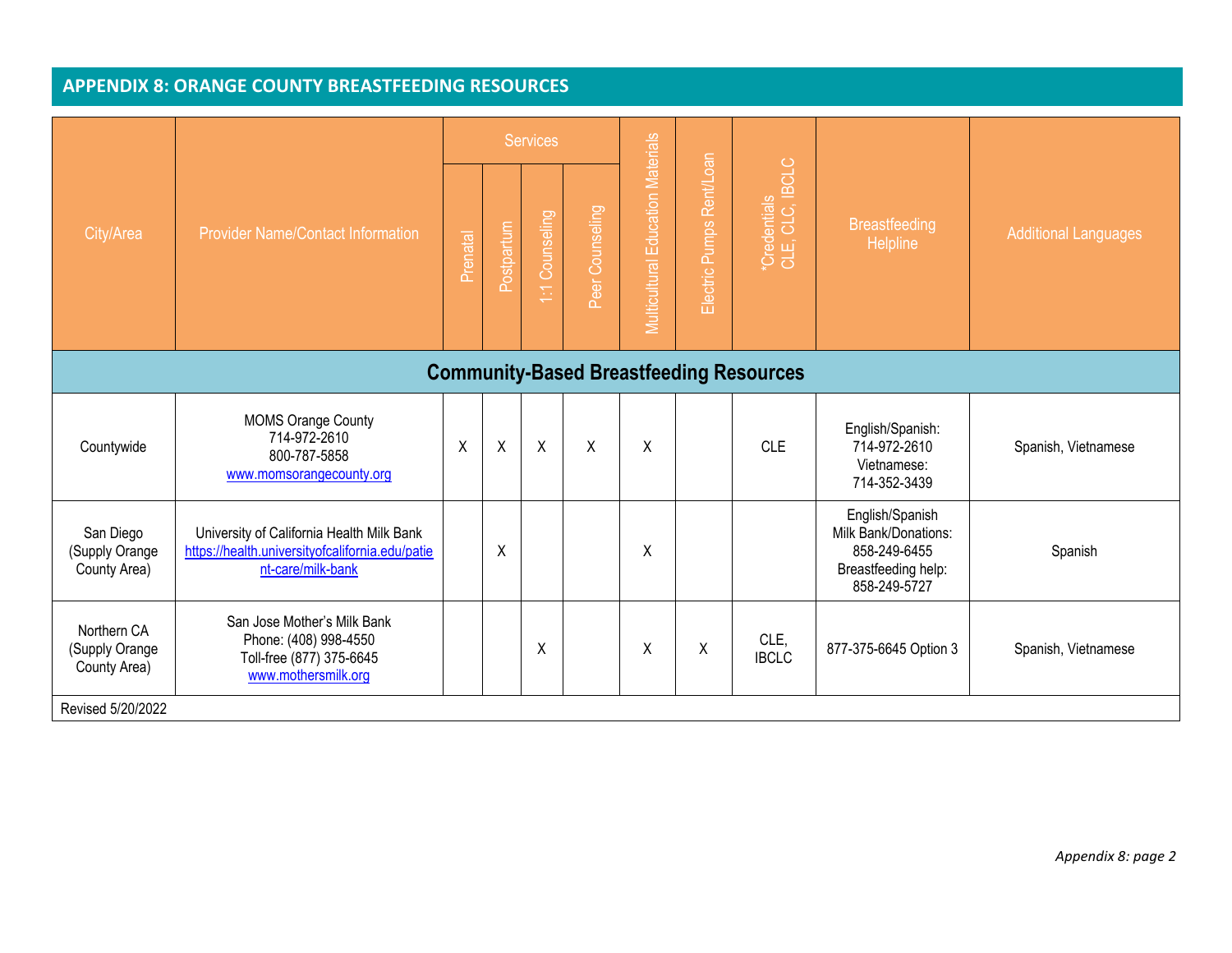## APPENDIX 8: ORANGE COUNTY BREASTFEEDING RESOURCES

| City/Area | Provider Name/Contact Information | Services | | | | Multicultural Education Materials | Electric Pumps Rent/Loan | *Credentials CLE, CLC, IBCLC | Breastfeeding Helpline | Additional Languages |
|---|---|---|---|---|---|---|---|---|---|---|
| | | Prenatal | Postpartum | 1:1 Counseling | Peer Counseling | | | | | |
| **Community-Based Breastfeeding Resources** | | | | | | | | | | |
| Countywide | MOMS Orange County<br>714-972-2610<br>800-787-5858<br>www.momsorangecounty.org | X | X | X | X | X | | CLE | English/Spanish:<br>714-972-2610<br>Vietnamese:<br>714-352-3439 | Spanish, Vietnamese |
| San Diego (Supply Orange County Area) | University of California Health Milk Bank<br>https://health.universityofcalifornia.edu/patient-care/milk-bank | | X | | | X | | | English/Spanish<br>Milk Bank/Donations:<br>858-249-6455<br>Breastfeeding help:<br>858-249-5727 | Spanish |
| Northern CA (Supply Orange County Area) | San Jose Mother's Milk Bank<br>Phone: (408) 998-4550<br>Toll-free (877) 375-6645<br>www.mothersmilk.org | | | X | | X | X | CLE, IBCLC | 877-375-6645 Option 3 | Spanish, Vietnamese |

Revised 5/20/2022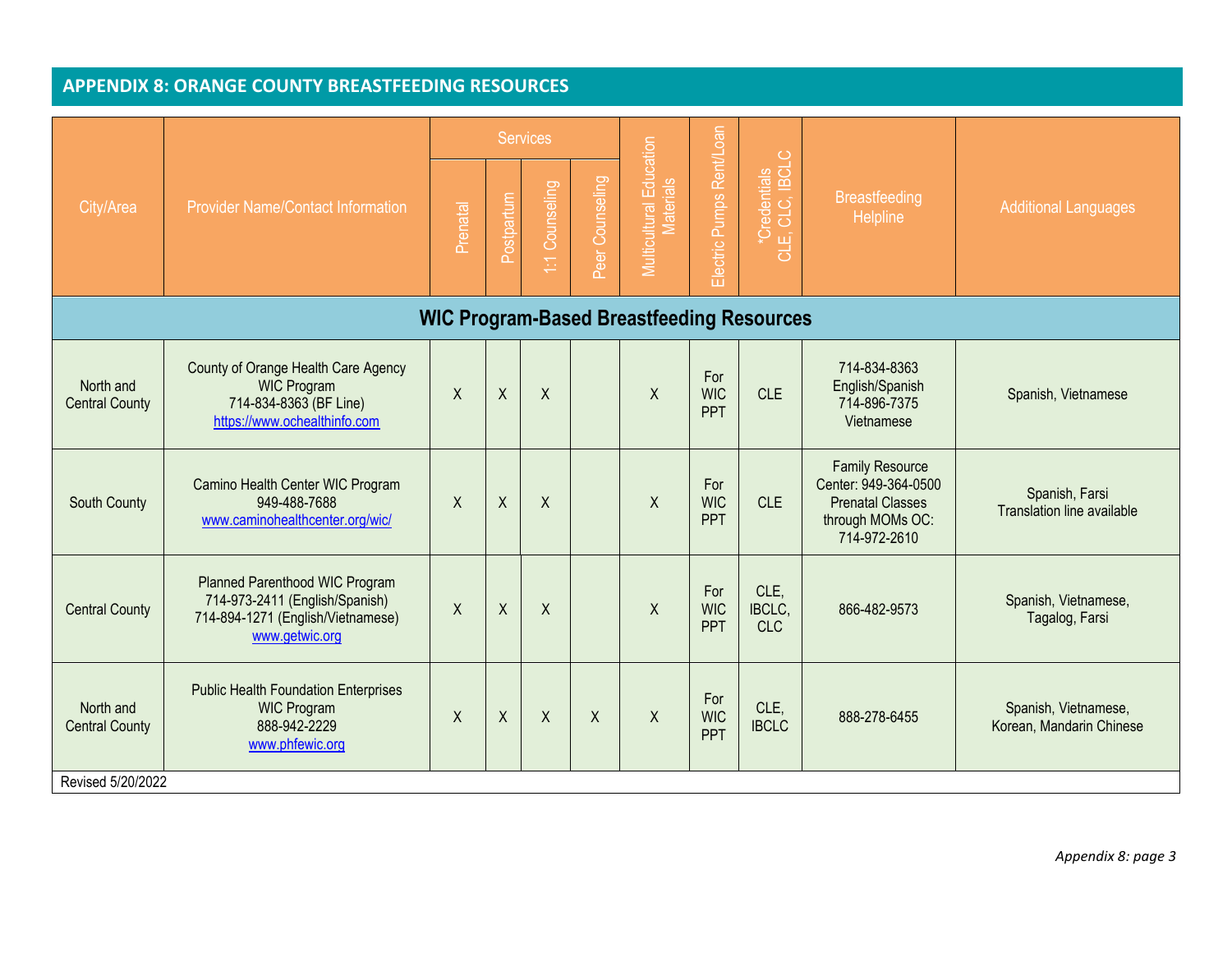## APPENDIX 8: ORANGE COUNTY BREASTFEEDING RESOURCES

| City/Area | Provider Name/Contact Information | Services | | | | Multicultural Education Materials | Electric Pumps Rent/Loan | *Credentials CLE, CLC, IBCLC | Breastfeeding Helpline | Additional Languages |
|---|---|---|---|---|---|---|---|---|---|---|
| | | Prenatal | Postpartum | 1:1 Counseling | Peer Counseling | | | | | |
| **WIC Program-Based Breastfeeding Resources** | | | | | | | | | | |
| North and Central County | County of Orange Health Care Agency WIC Program 714-834-8363 (BF Line) https://www.ochealthinfo.com | X | X | X | | X | For WIC PPT | CLE | 714-834-8363 English/Spanish 714-896-7375 Vietnamese | Spanish, Vietnamese |
| South County | Camino Health Center WIC Program 949-488-7688 www.caminohealthcenter.org/wic/ | X | X | X | | X | For WIC PPT | CLE | Family Resource Center: 949-364-0500 Prenatal Classes through MOMs OC: 714-972-2610 | Spanish, Farsi Translation line available |
| Central County | Planned Parenthood WIC Program 714-973-2411 (English/Spanish) 714-894-1271 (English/Vietnamese) www.getwic.org | X | X | X | | X | For WIC PPT | CLE, IBCLC, CLC | 866-482-9573 | Spanish, Vietnamese, Tagalog, Farsi |
| North and Central County | Public Health Foundation Enterprises WIC Program 888-942-2229 www.phfewic.org | X | X | X | X | X | For WIC PPT | CLE, IBCLC | 888-278-6455 | Spanish, Vietnamese, Korean, Mandarin Chinese |

Revised 5/20/2022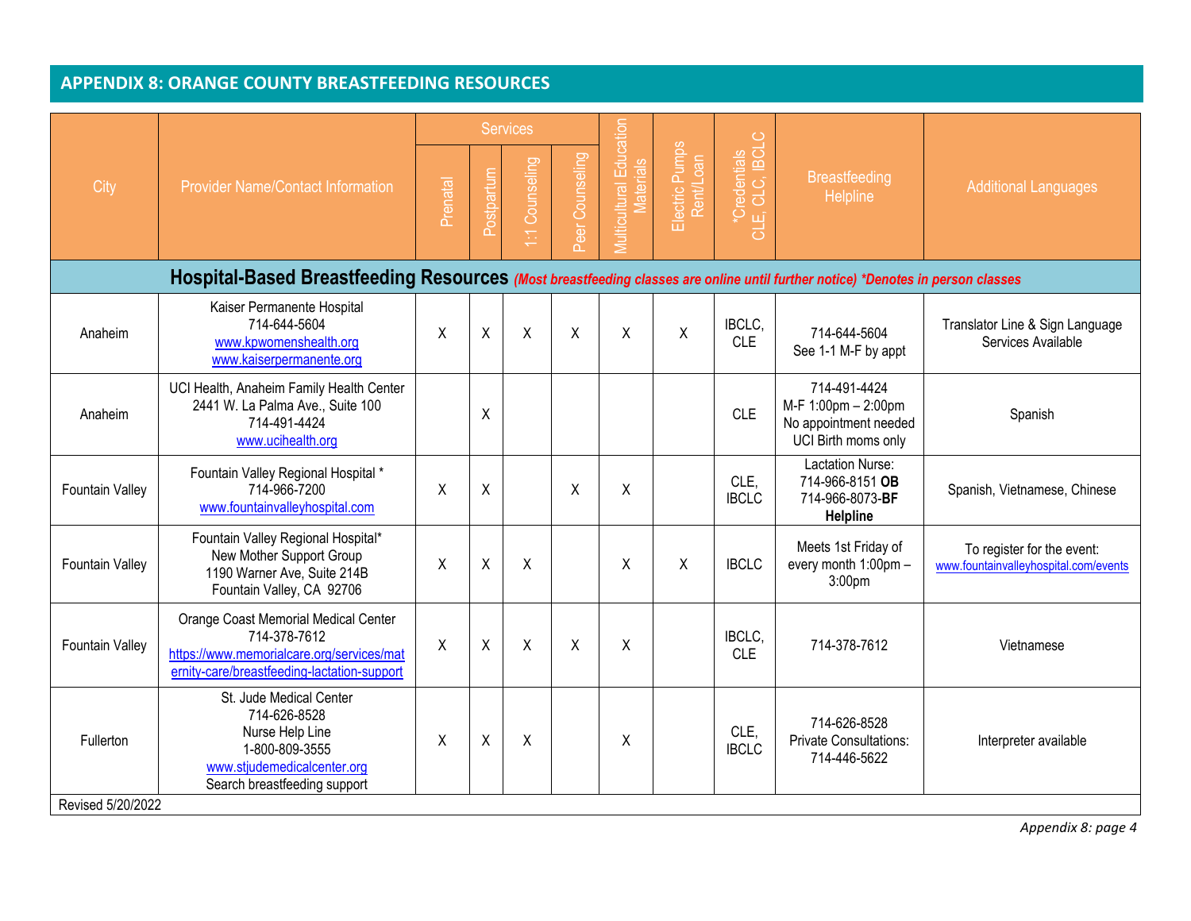## APPENDIX 8: ORANGE COUNTY BREASTFEEDING RESOURCES

| City | Provider Name/Contact Information | Services | | | | Multicultural Education Materials | Electric Pumps Rent/Loan | *Credentials CLE, CLC, IBCLC | Breastfeeding Helpline | Additional Languages |
|---|---|---|---|---|---|---|---|---|---|---|
| | | Prenatal | Postpartum | 1:1 Counseling | Peer Counseling | | | | | |
| **Hospital-Based Breastfeeding Resources** *(Most breastfeeding classes are online until further notice) *Denotes in person classes* | | | | | | | | | | |
| Anaheim | Kaiser Permanente Hospital<br>714-644-5604<br>www.kpwomenshealth.org<br>www.kaiserpermanente.org | X | X | X | X | X | X | IBCLC, CLE | 714-644-5604<br>See 1-1 M-F by appt | Translator Line & Sign Language Services Available |
| Anaheim | UCI Health, Anaheim Family Health Center<br>2441 W. La Palma Ave., Suite 100<br>714-491-4424<br>www.ucihealth.org | | X | | | | | CLE | 714-491-4424<br>M-F 1:00pm – 2:00pm<br>No appointment needed<br>UCI Birth moms only | Spanish |
| Fountain Valley | Fountain Valley Regional Hospital *<br>714-966-7200<br>www.fountainvalleyhospital.com | X | X | | X | X | | CLE, IBCLC | Lactation Nurse:<br>714-966-8151 **OB**<br>714-966-8073-**BF Helpline** | Spanish, Vietnamese, Chinese |
| Fountain Valley | Fountain Valley Regional Hospital*<br>New Mother Support Group<br>1190 Warner Ave, Suite 214B<br>Fountain Valley, CA 92706 | X | X | X | | X | X | IBCLC | Meets 1st Friday of every month 1:00pm – 3:00pm | To register for the event:<br>www.fountainvalleyhospital.com/events |
| Fountain Valley | Orange Coast Memorial Medical Center<br>714-378-7612<br>https://www.memorialcare.org/services/maternity-care/breastfeeding-lactation-support | X | X | X | X | X | | IBCLC, CLE | 714-378-7612 | Vietnamese |
| Fullerton | St. Jude Medical Center<br>714-626-8528<br>Nurse Help Line<br>1-800-809-3555<br>www.stjudemedicalcenter.org<br>Search breastfeeding support | X | X | X | | X | | CLE, IBCLC | 714-626-8528<br>Private Consultations:<br>714-446-5622 | Interpreter available |

Revised 5/20/2022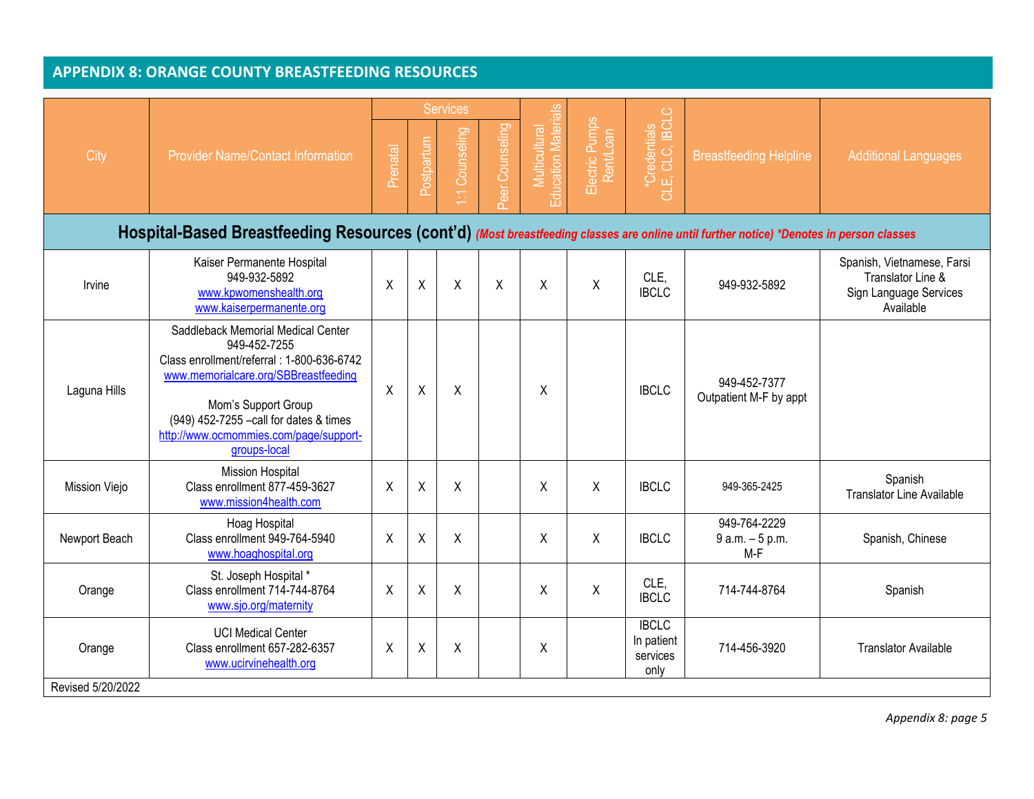## APPENDIX 8: ORANGE COUNTY BREASTFEEDING RESOURCES

| City | Provider Name/Contact Information | Services | | | | Multicultural Education Materials | Electric Pumps Rent/Loan | *Credentials CLE, CLC, IBCLC | Breastfeeding Helpline | Additional Languages |
|---|---|---|---|---|---|---|---|---|---|---|
| | | Prenatal | Postpartum | 1:1 Counseling | Peer Counseling | | | | | |
| **Hospital-Based Breastfeeding Resources (cont'd)** *(Most breastfeeding classes are online until further notice) *Denotes in person classes* | | | | | | | | | | |
| Irvine | Kaiser Permanente Hospital<br>949-932-5892<br>www.kpwomenshealth.org<br>www.kaiserpermanente.org | X | X | X | X | X | X | CLE, IBCLC | 949-932-5892 | Spanish, Vietnamese, Farsi Translator Line & Sign Language Services Available |
| Laguna Hills | Saddleback Memorial Medical Center<br>949-452-7255<br>Class enrollment/referral : 1-800-636-6742<br>www.memorialcare.org/SBBreastfeeding<br><br>Mom's Support Group<br>(949) 452-7255 –call for dates & times<br>http://www.ocmommies.com/page/support-groups-local | X | X | X | | X | | IBCLC | 949-452-7377<br>Outpatient M-F by appt | |
| Mission Viejo | Mission Hospital<br>Class enrollment 877-459-3627<br>www.mission4health.com | X | X | X | | X | X | IBCLC | 949-365-2425 | Spanish<br>Translator Line Available |
| Newport Beach | Hoag Hospital<br>Class enrollment 949-764-5940<br>www.hoaghospital.org | X | X | X | | X | X | IBCLC | 949-764-2229<br>9 a.m. – 5 p.m.<br>M-F | Spanish, Chinese |
| Orange | St. Joseph Hospital *<br>Class enrollment 714-744-8764<br>www.sjo.org/maternity | X | X | X | | X | X | CLE, IBCLC | 714-744-8764 | Spanish |
| Orange | UCI Medical Center<br>Class enrollment 657-282-6357<br>www.ucirvinehealth.org | X | X | X | | X | | IBCLC<br>In patient services only | 714-456-3920 | Translator Available |

Revised 5/20/2022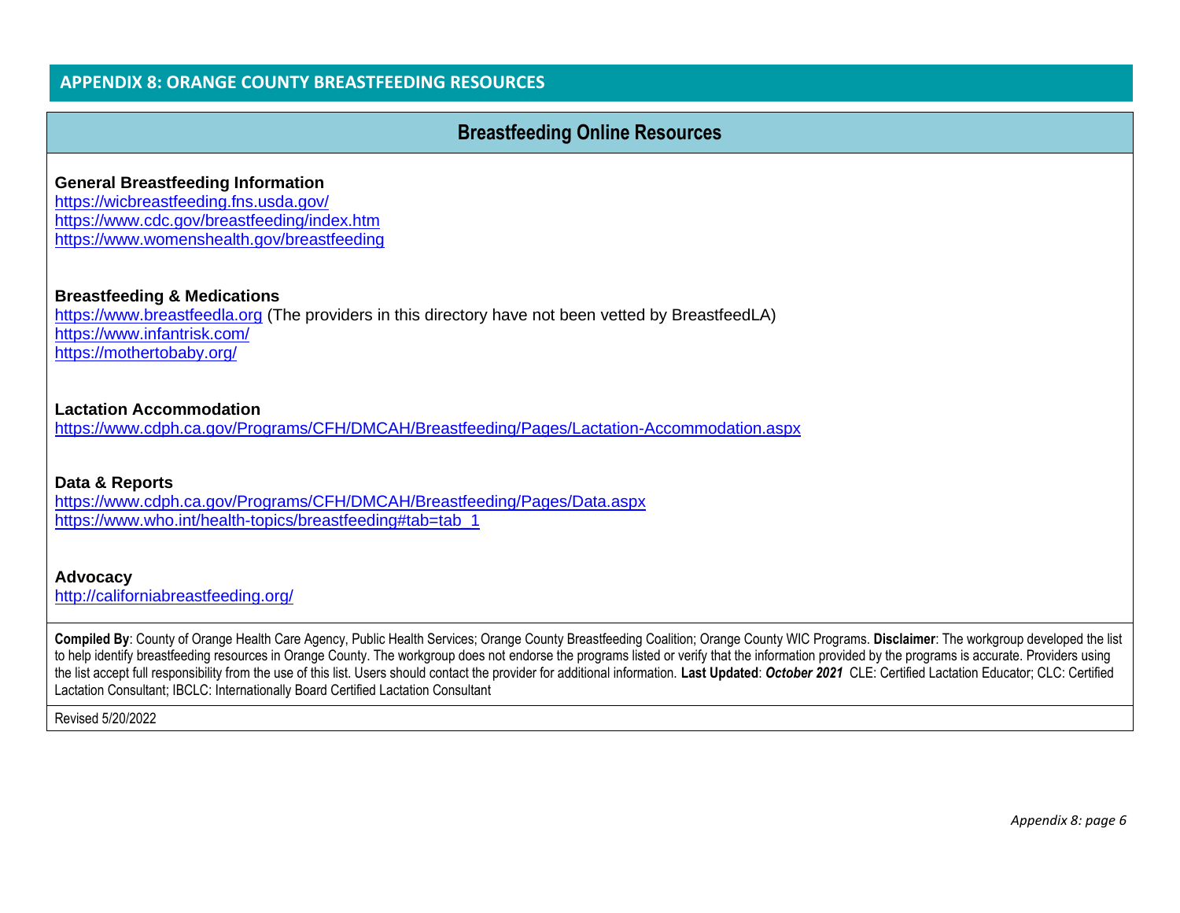# APPENDIX 8: ORANGE COUNTY BREASTFEEDING RESOURCES

## Breastfeeding Online Resources

**General Breastfeeding Information**
https://wicbreastfeeding.fns.usda.gov/
https://www.cdc.gov/breastfeeding/index.htm
https://www.womenshealth.gov/breastfeeding

**Breastfeeding & Medications**
https://www.breastfeedla.org (The providers in this directory have not been vetted by BreastfeedLA)
https://www.infantrisk.com/
https://mothertobaby.org/

**Lactation Accommodation**
https://www.cdph.ca.gov/Programs/CFH/DMCAH/Breastfeeding/Pages/Lactation-Accommodation.aspx

**Data & Reports**
https://www.cdph.ca.gov/Programs/CFH/DMCAH/Breastfeeding/Pages/Data.aspx
https://www.who.int/health-topics/breastfeeding#tab=tab_1

**Advocacy**
http://californiabreastfeeding.org/

**Compiled By**: County of Orange Health Care Agency, Public Health Services; Orange County Breastfeeding Coalition; Orange County WIC Programs. **Disclaimer**: The workgroup developed the list to help identify breastfeeding resources in Orange County. The workgroup does not endorse the programs listed or verify that the information provided by the programs is accurate. Providers using the list accept full responsibility from the use of this list. Users should contact the provider for additional information. **Last Updated**: ***October 2021*** CLE: Certified Lactation Educator; CLC: Certified Lactation Consultant; IBCLC: Internationally Board Certified Lactation Consultant

Revised 5/20/2022